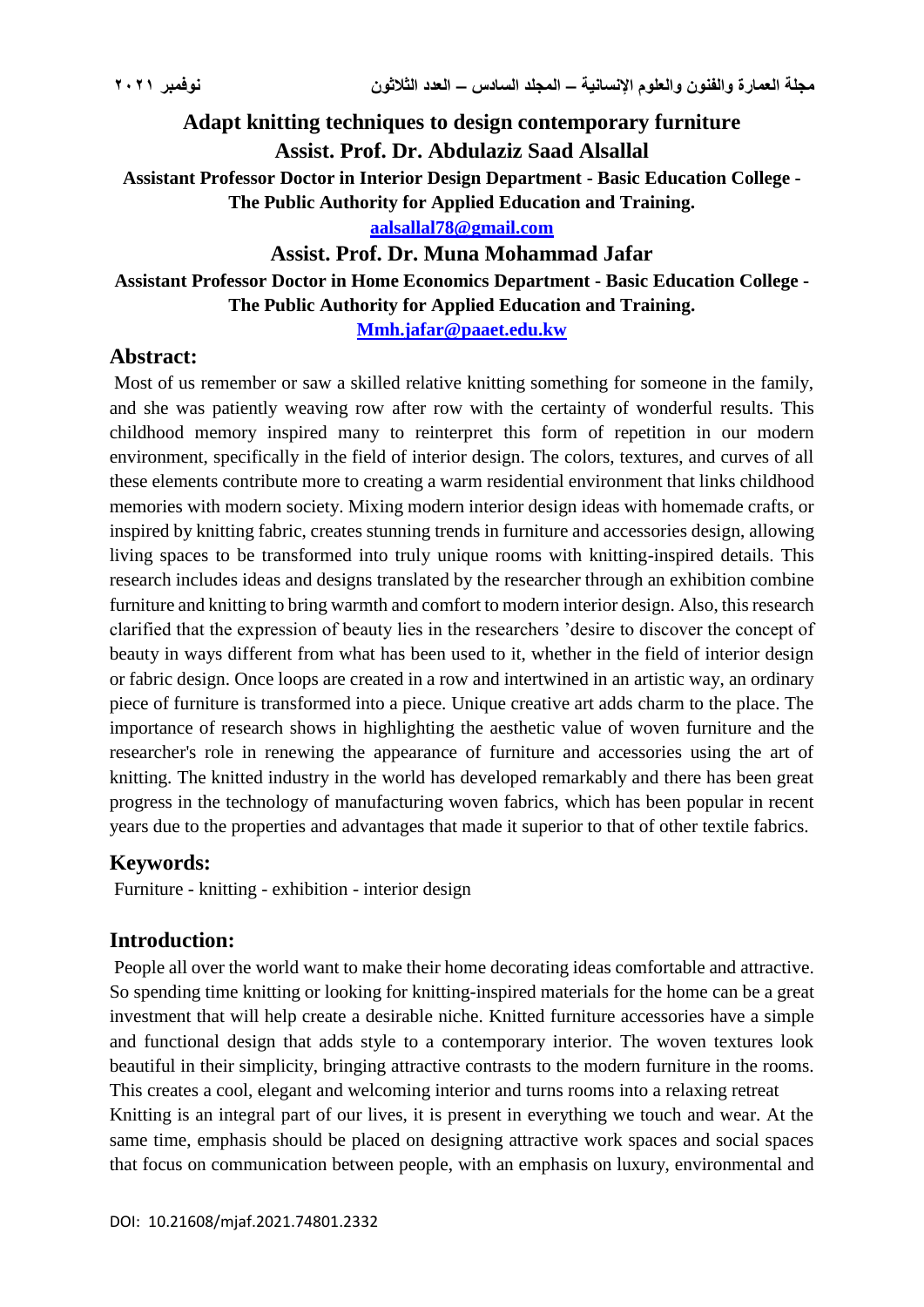# Adapt knitting techniques to design contemporary furniture

**Assist. Prof. Dr. Abdulaziz Saad Alsallal**

**Assistant Professor Doctor in Interior Design Department - Basic Education College - The Public Authority for Applied Education and Training.**

aalsallal78@gmail.com

**Assist. Prof. Dr. Muna Mohammad Jafar**

**Assistant Professor Doctor in Home Economics Department - Basic Education College - The Public Authority for Applied Education and Training.**

Mmh.jafar@paaet.edu.kw

## Abstract:

Most of us remember or saw a skilled relative knitting something for someone in the family, and she was patiently weaving row after row with the certainty of wonderful results. This childhood memory inspired many to reinterpret this form of repetition in our modern environment, specifically in the field of interior design. The colors, textures, and curves of all these elements contribute more to creating a warm residential environment that links childhood memories with modern society. Mixing modern interior design ideas with homemade crafts, or inspired by knitting fabric, creates stunning trends in furniture and accessories design, allowing living spaces to be transformed into truly unique rooms with knitting-inspired details. This research includes ideas and designs translated by the researcher through an exhibition combine furniture and knitting to bring warmth and comfort to modern interior design. Also, this research clarified that the expression of beauty lies in the researchers 'desire to discover the concept of beauty in ways different from what has been used to it, whether in the field of interior design or fabric design. Once loops are created in a row and intertwined in an artistic way, an ordinary piece of furniture is transformed into a piece. Unique creative art adds charm to the place. The importance of research shows in highlighting the aesthetic value of woven furniture and the researcher's role in renewing the appearance of furniture and accessories using the art of knitting. The knitted industry in the world has developed remarkably and there has been great progress in the technology of manufacturing woven fabrics, which has been popular in recent years due to the properties and advantages that made it superior to that of other textile fabrics.

## Keywords:

Furniture - knitting - exhibition - interior design

## Introduction:

People all over the world want to make their home decorating ideas comfortable and attractive. So spending time knitting or looking for knitting-inspired materials for the home can be a great investment that will help create a desirable niche. Knitted furniture accessories have a simple and functional design that adds style to a contemporary interior. The woven textures look beautiful in their simplicity, bringing attractive contrasts to the modern furniture in the rooms. This creates a cool, elegant and welcoming interior and turns rooms into a relaxing retreat

Knitting is an integral part of our lives, it is present in everything we touch and wear. At the same time, emphasis should be placed on designing attractive work spaces and social spaces that focus on communication between people, with an emphasis on luxury, environmental and

DOI: 10.21608/mjaf.2021.74801.2332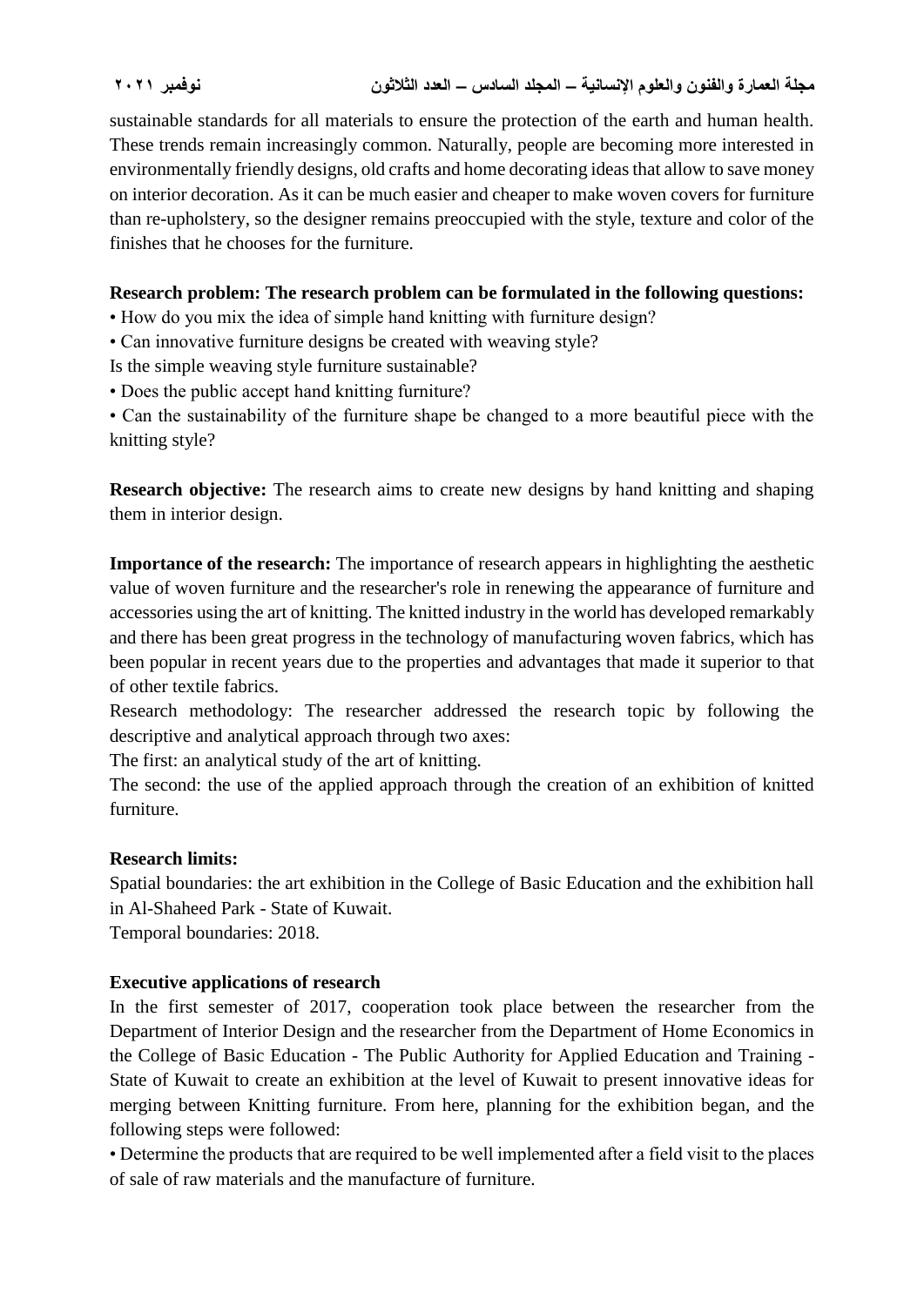sustainable standards for all materials to ensure the protection of the earth and human health. These trends remain increasingly common. Naturally, people are becoming more interested in environmentally friendly designs, old crafts and home decorating ideas that allow to save money on interior decoration. As it can be much easier and cheaper to make woven covers for furniture than re-upholstery, so the designer remains preoccupied with the style, texture and color of the finishes that he chooses for the furniture.

**Research problem: The research problem can be formulated in the following questions:**

- How do you mix the idea of simple hand knitting with furniture design?
- Can innovative furniture designs be created with weaving style?

Is the simple weaving style furniture sustainable?

- Does the public accept hand knitting furniture?
- Can the sustainability of the furniture shape be changed to a more beautiful piece with the knitting style?

**Research objective:** The research aims to create new designs by hand knitting and shaping them in interior design.

**Importance of the research:** The importance of research appears in highlighting the aesthetic value of woven furniture and the researcher's role in renewing the appearance of furniture and accessories using the art of knitting. The knitted industry in the world has developed remarkably and there has been great progress in the technology of manufacturing woven fabrics, which has been popular in recent years due to the properties and advantages that made it superior to that of other textile fabrics.

Research methodology: The researcher addressed the research topic by following the descriptive and analytical approach through two axes:

The first: an analytical study of the art of knitting.

The second: the use of the applied approach through the creation of an exhibition of knitted furniture.

**Research limits:**

Spatial boundaries: the art exhibition in the College of Basic Education and the exhibition hall in Al-Shaheed Park - State of Kuwait.

Temporal boundaries: 2018.

**Executive applications of research**

In the first semester of 2017, cooperation took place between the researcher from the Department of Interior Design and the researcher from the Department of Home Economics in the College of Basic Education - The Public Authority for Applied Education and Training - State of Kuwait to create an exhibition at the level of Kuwait to present innovative ideas for merging between Knitting furniture. From here, planning for the exhibition began, and the following steps were followed:

- Determine the products that are required to be well implemented after a field visit to the places of sale of raw materials and the manufacture of furniture.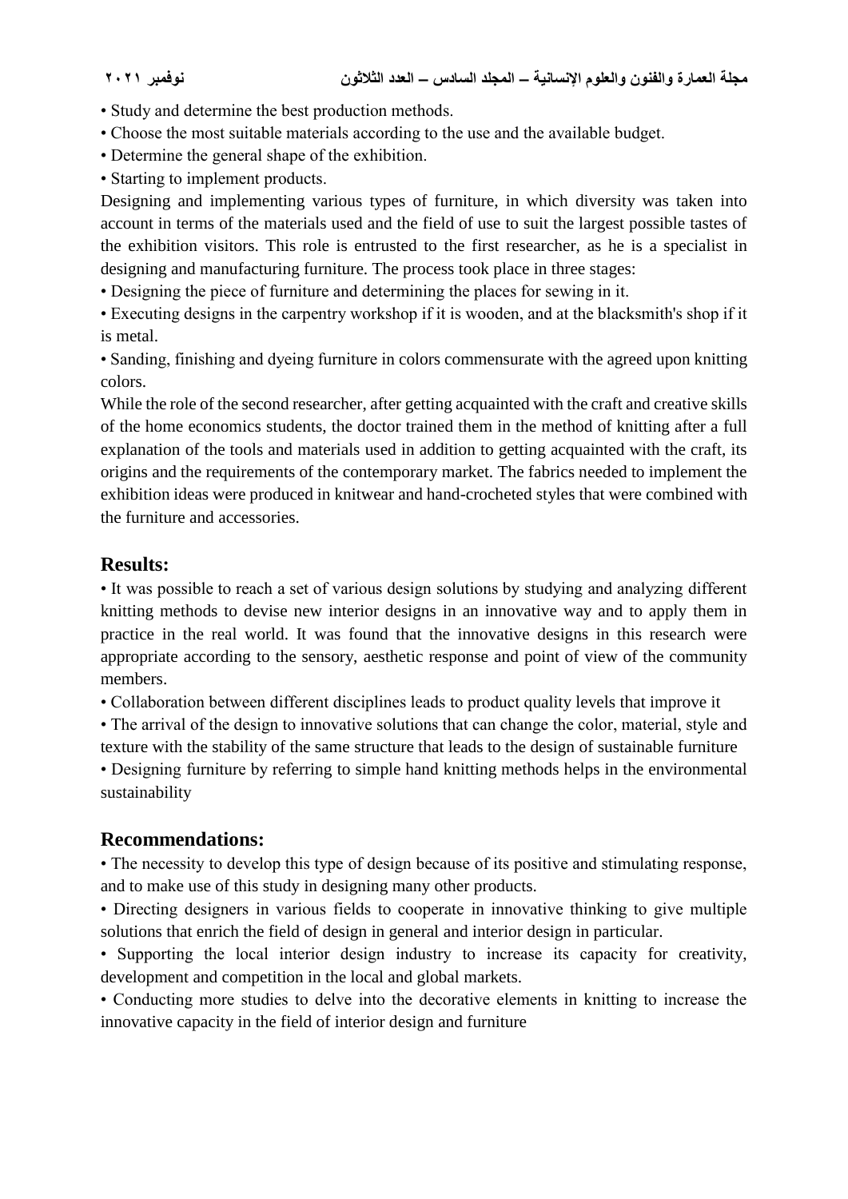• Study and determine the best production methods.
• Choose the most suitable materials according to the use and the available budget.
• Determine the general shape of the exhibition.
• Starting to implement products.

Designing and implementing various types of furniture, in which diversity was taken into account in terms of the materials used and the field of use to suit the largest possible tastes of the exhibition visitors. This role is entrusted to the first researcher, as he is a specialist in designing and manufacturing furniture. The process took place in three stages:

• Designing the piece of furniture and determining the places for sewing in it.
• Executing designs in the carpentry workshop if it is wooden, and at the blacksmith's shop if it is metal.
• Sanding, finishing and dyeing furniture in colors commensurate with the agreed upon knitting colors.

While the role of the second researcher, after getting acquainted with the craft and creative skills of the home economics students, the doctor trained them in the method of knitting after a full explanation of the tools and materials used in addition to getting acquainted with the craft, its origins and the requirements of the contemporary market. The fabrics needed to implement the exhibition ideas were produced in knitwear and hand-crocheted styles that were combined with the furniture and accessories.

## Results:

• It was possible to reach a set of various design solutions by studying and analyzing different knitting methods to devise new interior designs in an innovative way and to apply them in practice in the real world. It was found that the innovative designs in this research were appropriate according to the sensory, aesthetic response and point of view of the community members.
• Collaboration between different disciplines leads to product quality levels that improve it
• The arrival of the design to innovative solutions that can change the color, material, style and texture with the stability of the same structure that leads to the design of sustainable furniture
• Designing furniture by referring to simple hand knitting methods helps in the environmental sustainability

## Recommendations:

• The necessity to develop this type of design because of its positive and stimulating response, and to make use of this study in designing many other products.
• Directing designers in various fields to cooperate in innovative thinking to give multiple solutions that enrich the field of design in general and interior design in particular.
• Supporting the local interior design industry to increase its capacity for creativity, development and competition in the local and global markets.
• Conducting more studies to delve into the decorative elements in knitting to increase the innovative capacity in the field of interior design and furniture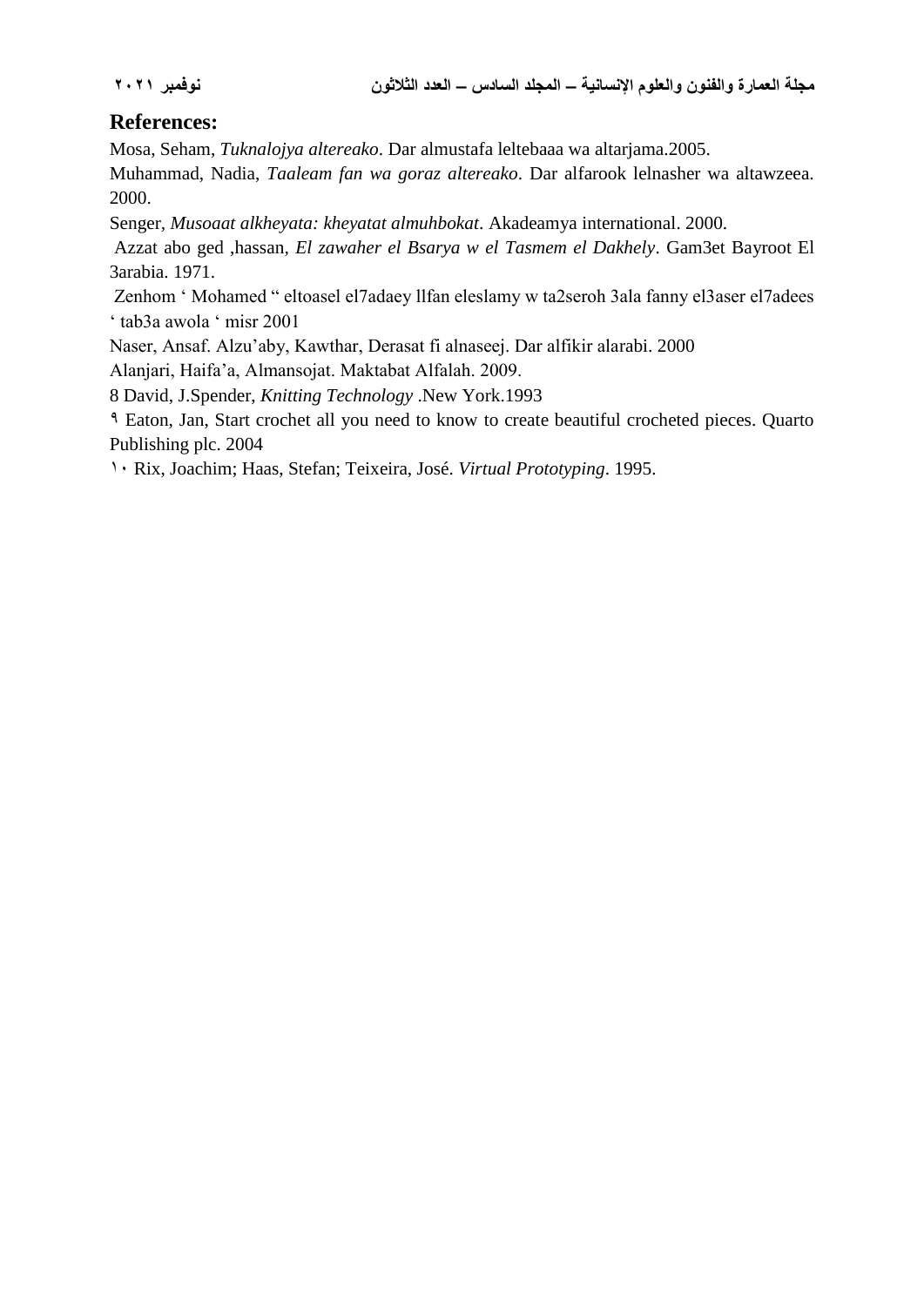## References:

Mosa, Seham, *Tuknalojya altereako*. Dar almustafa leltebaaa wa altarjama.2005.

Muhammad, Nadia, *Taaleam fan wa goraz altereako*. Dar alfarook lelnasher wa altawzeea. 2000.

Senger, *Musoaat alkheyata: kheyatat almuhbokat*. Akadeamya international. 2000.

Azzat abo ged ,hassan, *El zawaher el Bsarya w el Tasmem el Dakhely*. Gam3et Bayroot El 3arabia. 1971.

Zenhom ‘ Mohamed “ eltoasel el7adaey llfan eleslamy w ta2seroh 3ala fanny el3aser el7adees ‘ tab3a awola ‘ misr 2001

Naser, Ansaf. Alzu’aby, Kawthar, Derasat fi alnaseej. Dar alfikir alarabi. 2000

Alanjari, Haifa’a, Almansojat. Maktabat Alfalah. 2009.

8 David, J.Spender, *Knitting Technology* .New York.1993

٩ Eaton, Jan, Start crochet all you need to know to create beautiful crocheted pieces. Quarto Publishing plc. 2004

١٠ Rix, Joachim; Haas, Stefan; Teixeira, José. *Virtual Prototyping*. 1995.